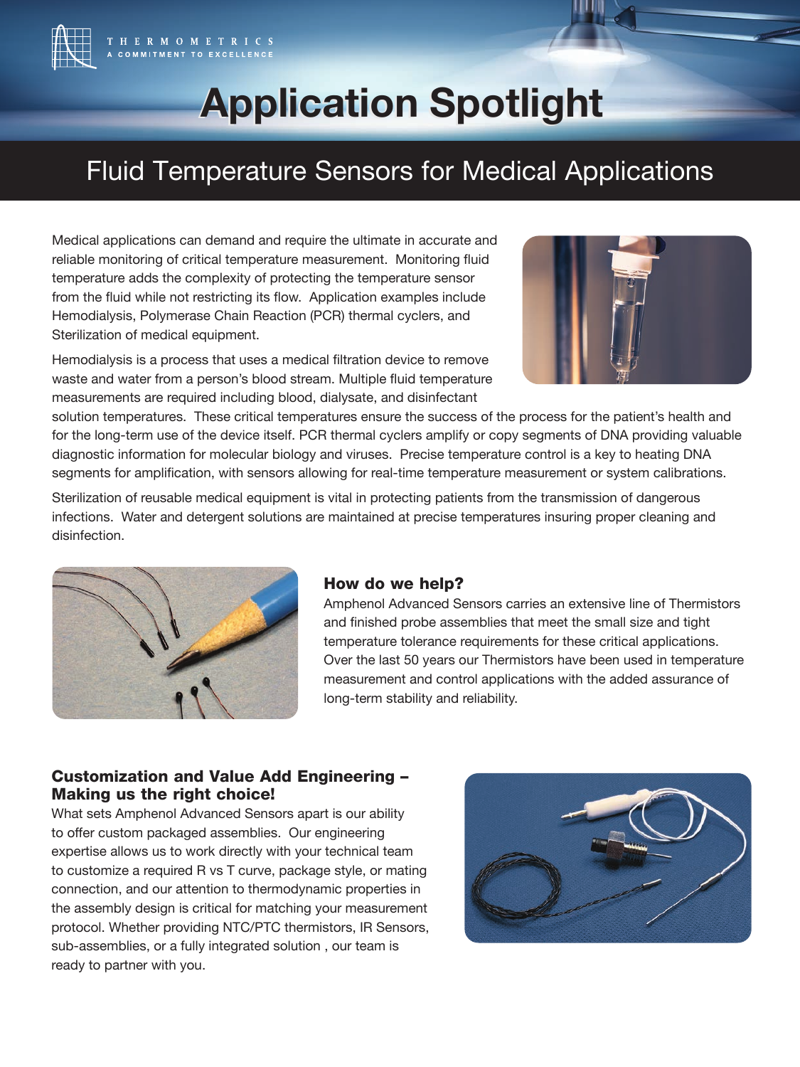THERMOMETRICS
A COMMITMENT TO EXCELLENCE

# Application Spotlight

## Fluid Temperature Sensors for Medical Applications

Medical applications can demand and require the ultimate in accurate and reliable monitoring of critical temperature measurement. Monitoring fluid temperature adds the complexity of protecting the temperature sensor from the fluid while not restricting its flow. Application examples include Hemodialysis, Polymerase Chain Reaction (PCR) thermal cyclers, and Sterilization of medical equipment.

Hemodialysis is a process that uses a medical filtration device to remove waste and water from a person's blood stream. Multiple fluid temperature measurements are required including blood, dialysate, and disinfectant solution temperatures. These critical temperatures ensure the success of the process for the patient's health and for the long-term use of the device itself. PCR thermal cyclers amplify or copy segments of DNA providing valuable diagnostic information for molecular biology and viruses. Precise temperature control is a key to heating DNA segments for amplification, with sensors allowing for real-time temperature measurement or system calibrations.

Sterilization of reusable medical equipment is vital in protecting patients from the transmission of dangerous infections. Water and detergent solutions are maintained at precise temperatures insuring proper cleaning and disinfection.

### How do we help?

Amphenol Advanced Sensors carries an extensive line of Thermistors and finished probe assemblies that meet the small size and tight temperature tolerance requirements for these critical applications. Over the last 50 years our Thermistors have been used in temperature measurement and control applications with the added assurance of long-term stability and reliability.

### Customization and Value Add Engineering – Making us the right choice!

What sets Amphenol Advanced Sensors apart is our ability to offer custom packaged assemblies. Our engineering expertise allows us to work directly with your technical team to customize a required R vs T curve, package style, or mating connection, and our attention to thermodynamic properties in the assembly design is critical for matching your measurement protocol. Whether providing NTC/PTC thermistors, IR Sensors, sub-assemblies, or a fully integrated solution , our team is ready to partner with you.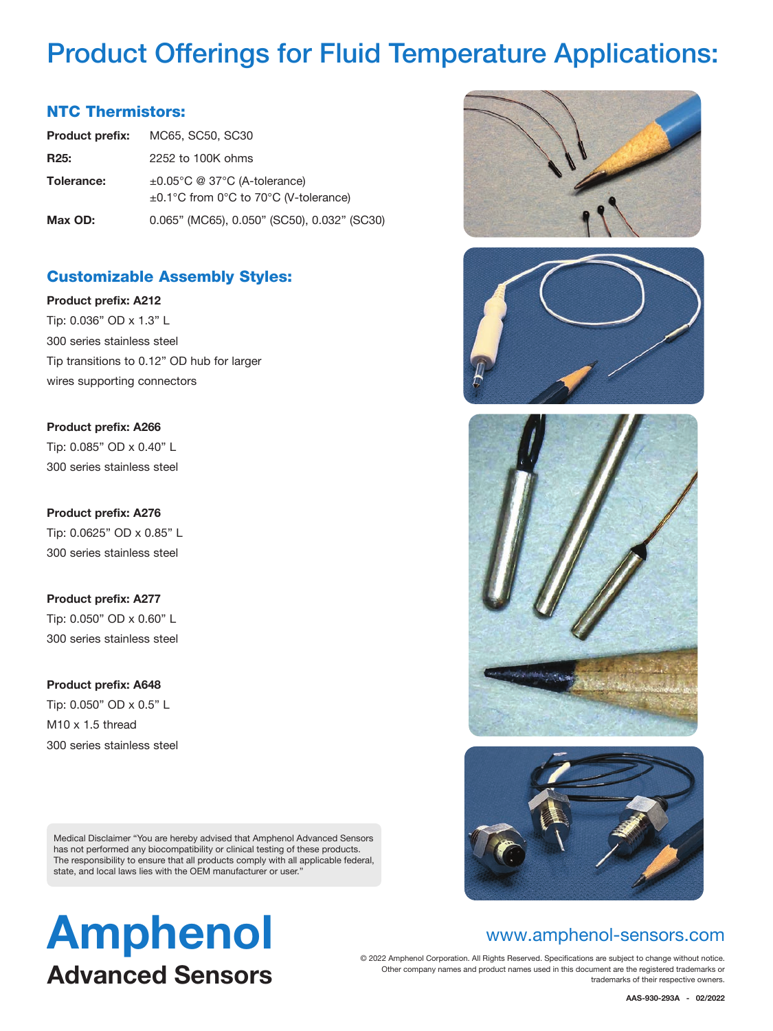# Product Offerings for Fluid Temperature Applications:

## NTC Thermistors:

| | |
|---|---|
| **Product prefix:** | MC65, SC50, SC30 |
| **R25:** | 2252 to 100K ohms |
| **Tolerance:** | ±0.05°C @ 37°C (A-tolerance)<br>±0.1°C from 0°C to 70°C (V-tolerance) |
| **Max OD:** | 0.065" (MC65), 0.050" (SC50), 0.032" (SC30) |

## Customizable Assembly Styles:

**Product prefix: A212**
Tip: 0.036" OD x 1.3" L
300 series stainless steel
Tip transitions to 0.12" OD hub for larger wires supporting connectors

**Product prefix: A266**
Tip: 0.085" OD x 0.40" L
300 series stainless steel

**Product prefix: A276**
Tip: 0.0625" OD x 0.85" L
300 series stainless steel

**Product prefix: A277**
Tip: 0.050" OD x 0.60" L
300 series stainless steel

**Product prefix: A648**
Tip: 0.050" OD x 0.5" L
M10 x 1.5 thread
300 series stainless steel

Medical Disclaimer "You are hereby advised that Amphenol Advanced Sensors has not performed any biocompatibility or clinical testing of these products. The responsibility to ensure that all products comply with all applicable federal, state, and local laws lies with the OEM manufacturer or user."

**Amphenol**
**Advanced Sensors**

www.amphenol-sensors.com

© 2022 Amphenol Corporation. All Rights Reserved. Specifications are subject to change without notice. Other company names and product names used in this document are the registered trademarks or trademarks of their respective owners.

AAS-930-293A - 02/2022